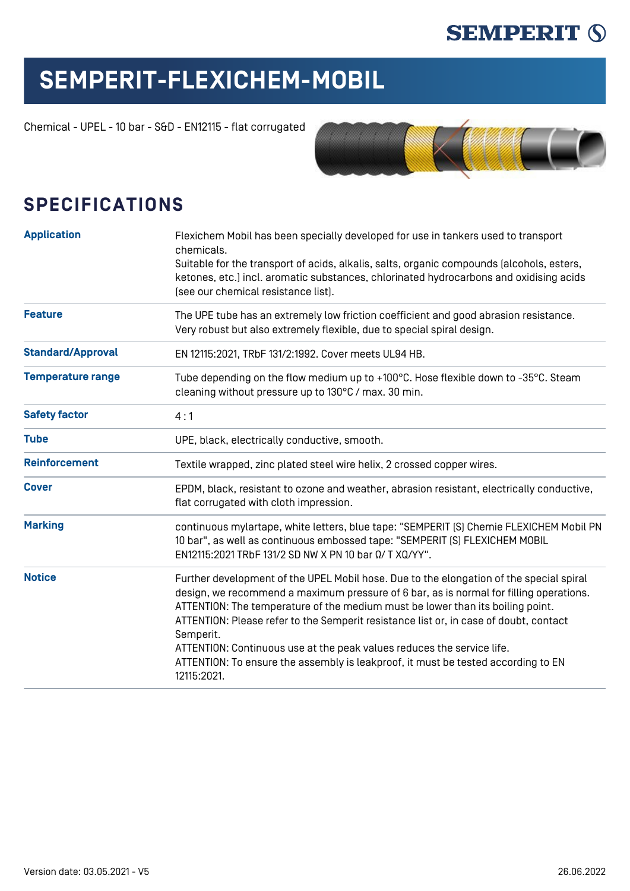# SEMPERIT-FLEXICHEM-MOBIL

Chemical - UPEL - 10 bar - S&D - EN12115 - flat corrugated

## SPECIFICATIONS

| | |
|---|---|
| **Application** | Flexichem Mobil has been specially developed for use in tankers used to transport chemicals.<br>Suitable for the transport of acids, alkalis, salts, organic compounds (alcohols, esters, ketones, etc.) incl. aromatic substances, chlorinated hydrocarbons and oxidising acids (see our chemical resistance list). |
| **Feature** | The UPE tube has an extremely low friction coefficient and good abrasion resistance. Very robust but also extremely flexible, due to special spiral design. |
| **Standard/Approval** | EN 12115:2021, TRbF 131/2:1992. Cover meets UL94 HB. |
| **Temperature range** | Tube depending on the flow medium up to +100°C. Hose flexible down to -35°C. Steam cleaning without pressure up to 130°C / max. 30 min. |
| **Safety factor** | 4 : 1 |
| **Tube** | UPE, black, electrically conductive, smooth. |
| **Reinforcement** | Textile wrapped, zinc plated steel wire helix, 2 crossed copper wires. |
| **Cover** | EPDM, black, resistant to ozone and weather, abrasion resistant, electrically conductive, flat corrugated with cloth impression. |
| **Marking** | continuous mylartape, white letters, blue tape: "SEMPERIT (S) Chemie FLEXICHEM Mobil PN 10 bar", as well as continuous embossed tape: "SEMPERIT (S) FLEXICHEM MOBIL EN12115:2021 TRbF 131/2 SD NW X PN 10 bar Ω/ T XQ/YY". |
| **Notice** | Further development of the UPEL Mobil hose. Due to the elongation of the special spiral design, we recommend a maximum pressure of 6 bar, as is normal for filling operations.<br>ATTENTION: The temperature of the medium must be lower than its boiling point.<br>ATTENTION: Please refer to the Semperit resistance list or, in case of doubt, contact Semperit.<br>ATTENTION: Continuous use at the peak values reduces the service life.<br>ATTENTION: To ensure the assembly is leakproof, it must be tested according to EN 12115:2021. |

Version date: 03.05.2021 - V5

26.06.2022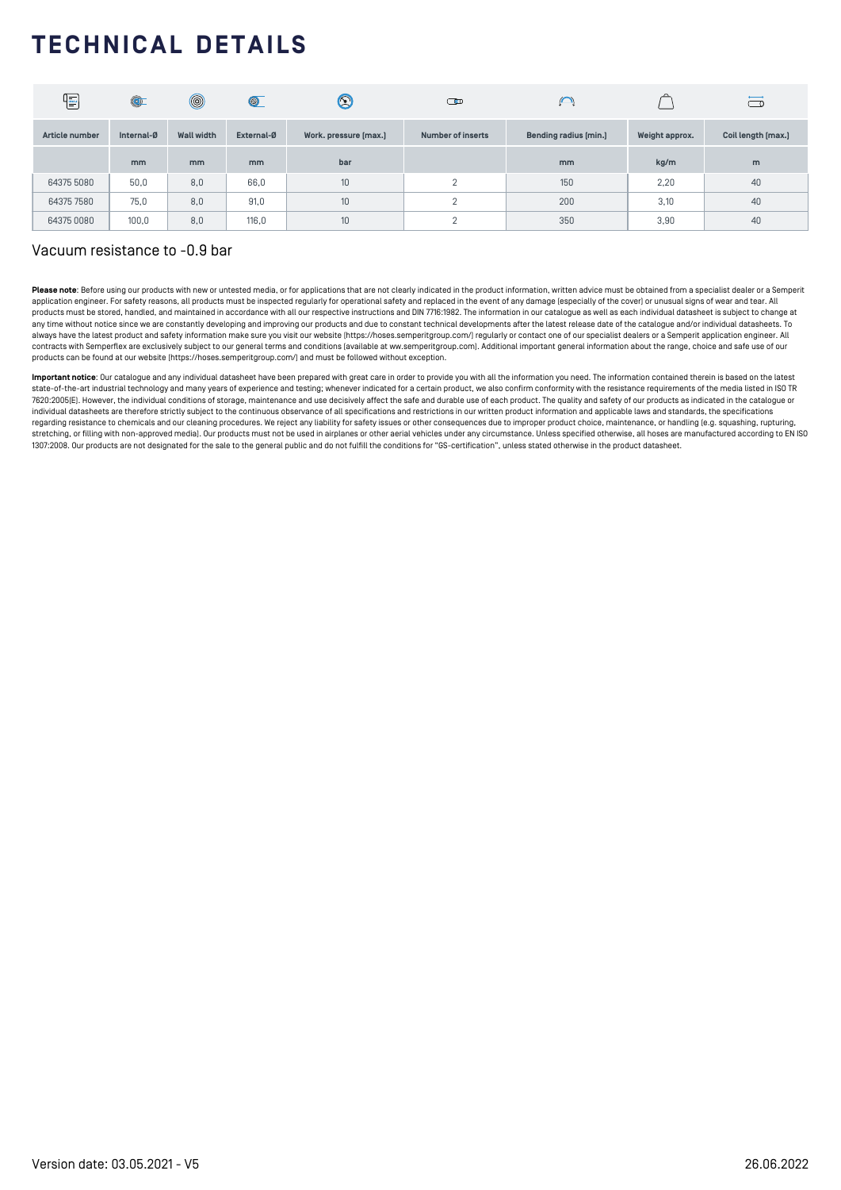# TECHNICAL DETAILS

| Article number | Internal-Ø | Wall width | External-Ø | Work. pressure (max.) | Number of inserts | Bending radius (min.) | Weight approx. | Coil length (max.) |
|---|---|---|---|---|---|---|---|---|
| | mm | mm | mm | bar | | mm | kg/m | m |
| 64375 5080 | 50,0 | 8,0 | 66,0 | 10 | 2 | 150 | 2,20 | 40 |
| 64375 7580 | 75,0 | 8,0 | 91,0 | 10 | 2 | 200 | 3,10 | 40 |
| 64375 0080 | 100,0 | 8,0 | 116,0 | 10 | 2 | 350 | 3,90 | 40 |

Vacuum resistance to -0.9 bar

**Please note**: Before using our products with new or untested media, or for applications that are not clearly indicated in the product information, written advice must be obtained from a specialist dealer or a Semperit application engineer. For safety reasons, all products must be inspected regularly for operational safety and replaced in the event of any damage (especially of the cover) or unusual signs of wear and tear. All products must be stored, handled, and maintained in accordance with all our respective instructions and DIN 7716:1982. The information in our catalogue as well as each individual datasheet is subject to change at any time without notice since we are constantly developing and improving our products and due to constant technical developments after the latest release date of the catalogue and/or individual datasheets. To always have the latest product and safety information make sure you visit our website (https://hoses.semperitgroup.com/) regularly or contact one of our specialist dealers or a Semperit application engineer. All contracts with Semperflex are exclusively subject to our general terms and conditions (available at ww.semperitgroup.com). Additional important general information about the range, choice and safe use of our products can be found at our website (https://hoses.semperitgroup.com/) and must be followed without exception.

**Important notice**: Our catalogue and any individual datasheet have been prepared with great care in order to provide you with all the information you need. The information contained therein is based on the latest state-of-the-art industrial technology and many years of experience and testing; whenever indicated for a certain product, we also confirm conformity with the resistance requirements of the media listed in ISO TR 7620:2005(E). However, the individual conditions of storage, maintenance and use decisively affect the safe and durable use of each product. The quality and safety of our products as indicated in the catalogue or individual datasheets are therefore strictly subject to the continuous observance of all specifications and restrictions in our written product information and applicable laws and standards, the specifications regarding resistance to chemicals and our cleaning procedures. We reject any liability for safety issues or other consequences due to improper product choice, maintenance, or handling (e.g. squashing, rupturing, stretching, or filling with non-approved media). Our products must not be used in airplanes or other aerial vehicles under any circumstance. Unless specified otherwise, all hoses are manufactured according to EN ISO 1307:2008. Our products are not designated for the sale to the general public and do not fulfill the conditions for "GS-certification", unless stated otherwise in the product datasheet.

Version date: 03.05.2021 - V5

26.06.2022